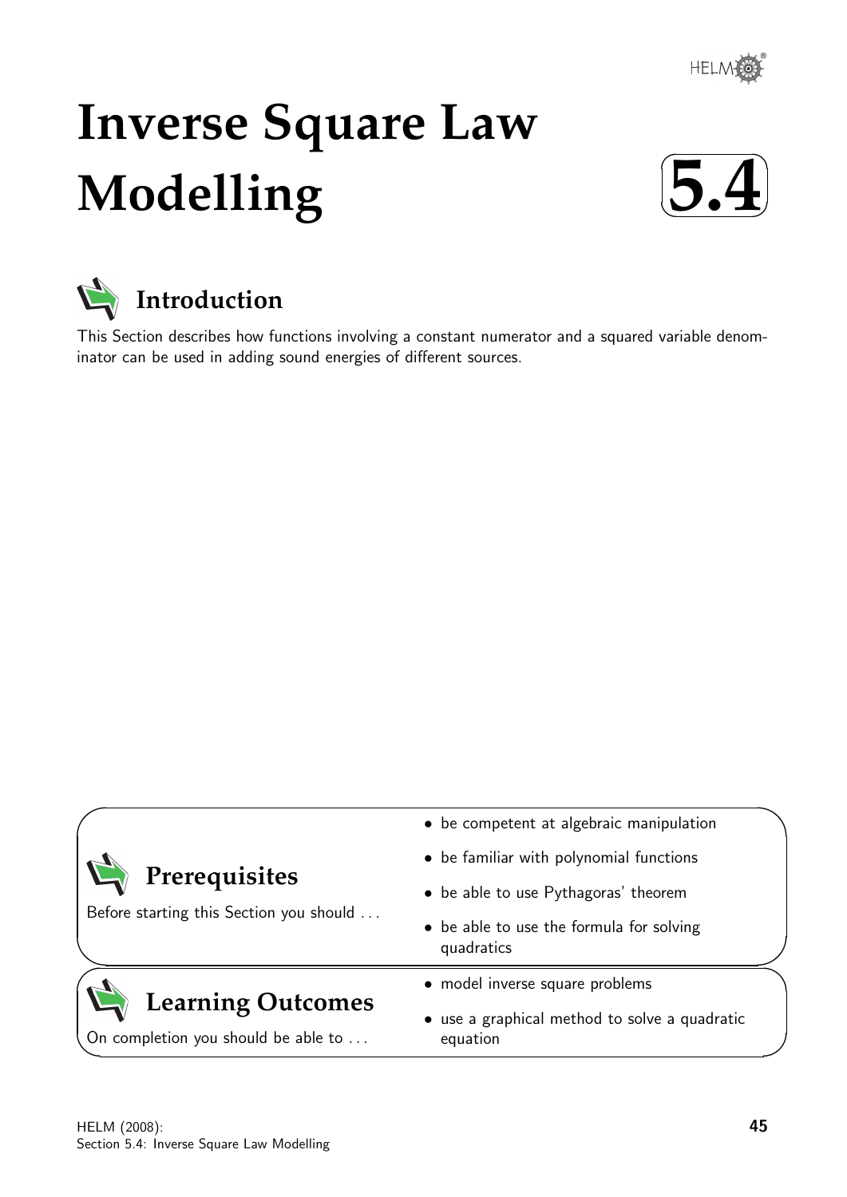# Inverse Square Law Modelling

# 5.4

## Introduction

This Section describes how functions involving a constant numerator and a squared variable denominator can be used in adding sound energies of different sources.

## Prerequisites

Before starting this Section you should . . .

- be competent at algebraic manipulation
- be familiar with polynomial functions
- be able to use Pythagoras' theorem
- be able to use the formula for solving quadratics

## Learning Outcomes

On completion you should be able to . . .

- model inverse square problems
- use a graphical method to solve a quadratic equation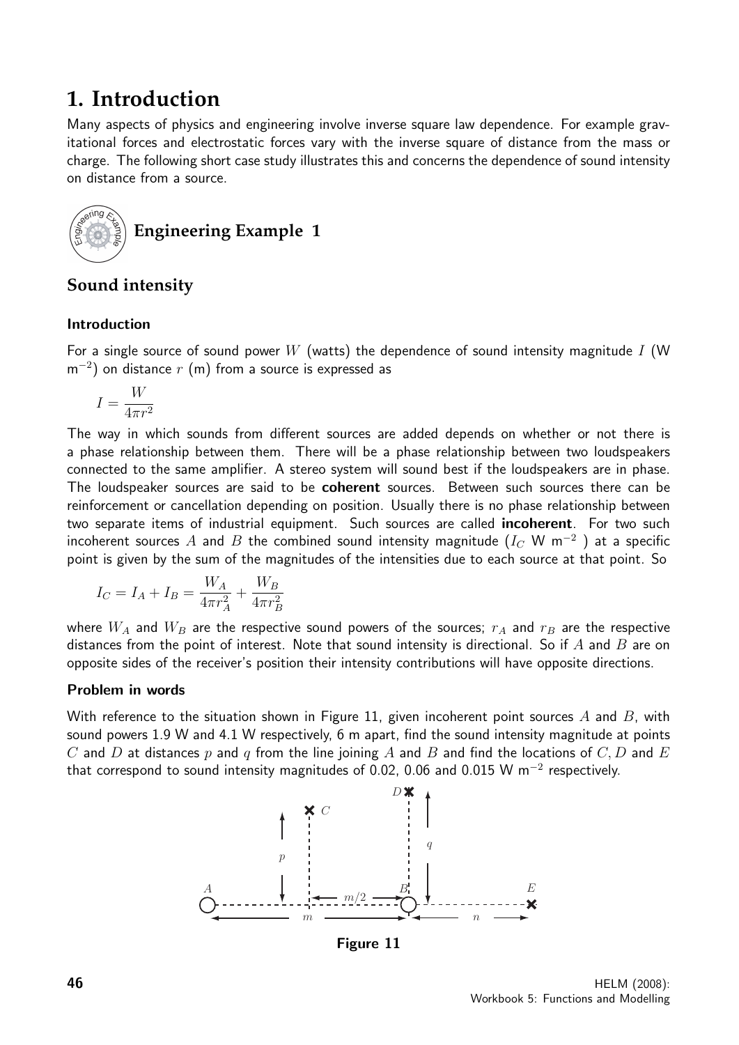# 1. Introduction

Many aspects of physics and engineering involve inverse square law dependence. For example gravitational forces and electrostatic forces vary with the inverse square of distance from the mass or charge. The following short case study illustrates this and concerns the dependence of sound intensity on distance from a source.

## Engineering Example 1

## Sound intensity

### Introduction

For a single source of sound power $W$ (watts) the dependence of sound intensity magnitude $I$ (W m$^{-2}$) on distance $r$ (m) from a source is expressed as

$$I = \frac{W}{4\pi r^2}$$

The way in which sounds from different sources are added depends on whether or not there is a phase relationship between them. There will be a phase relationship between two loudspeakers connected to the same amplifier. A stereo system will sound best if the loudspeakers are in phase. The loudspeaker sources are said to be **coherent** sources. Between such sources there can be reinforcement or cancellation depending on position. Usually there is no phase relationship between two separate items of industrial equipment. Such sources are called **incoherent**. For two such incoherent sources $A$ and $B$ the combined sound intensity magnitude ($I_C$ W m$^{-2}$ ) at a specific point is given by the sum of the magnitudes of the intensities due to each source at that point. So

$$I_C = I_A + I_B = \frac{W_A}{4\pi r_A^2} + \frac{W_B}{4\pi r_B^2}$$

where $W_A$ and $W_B$ are the respective sound powers of the sources; $r_A$ and $r_B$ are the respective distances from the point of interest. Note that sound intensity is directional. So if $A$ and $B$ are on opposite sides of the receiver's position their intensity contributions will have opposite directions.

### Problem in words

With reference to the situation shown in Figure 11, given incoherent point sources $A$ and $B$, with sound powers 1.9 W and 4.1 W respectively, 6 m apart, find the sound intensity magnitude at points $C$ and $D$ at distances $p$ and $q$ from the line joining $A$ and $B$ and find the locations of $C, D$ and $E$ that correspond to sound intensity magnitudes of 0.02, 0.06 and 0.015 W m$^{-2}$ respectively.

**Figure 11**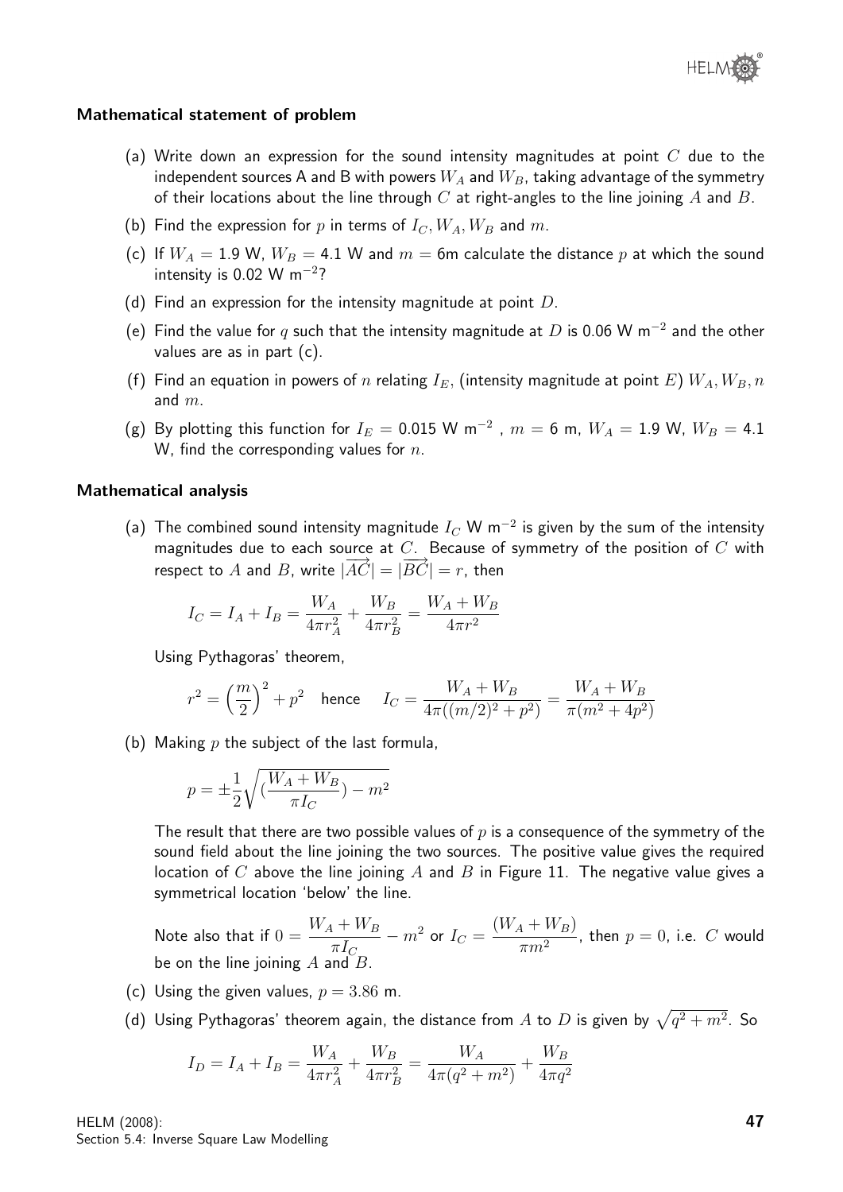#### Mathematical statement of problem

(a) Write down an expression for the sound intensity magnitudes at point $C$ due to the independent sources A and B with powers $W_A$ and $W_B$, taking advantage of the symmetry of their locations about the line through $C$ at right-angles to the line joining $A$ and $B$.

(b) Find the expression for $p$ in terms of $I_C, W_A, W_B$ and $m$.

(c) If $W_A = 1.9$ W, $W_B = 4.1$ W and $m = 6$m calculate the distance $p$ at which the sound intensity is 0.02 W m$^{-2}$?

(d) Find an expression for the intensity magnitude at point $D$.

(e) Find the value for $q$ such that the intensity magnitude at $D$ is 0.06 W m$^{-2}$ and the other values are as in part (c).

(f) Find an equation in powers of $n$ relating $I_E$, (intensity magnitude at point $E$) $W_A, W_B, n$ and $m$.

(g) By plotting this function for $I_E = 0.015$ W m$^{-2}$ , $m = 6$ m, $W_A = 1.9$ W, $W_B = 4.1$ W, find the corresponding values for $n$.

#### Mathematical analysis

(a) The combined sound intensity magnitude $I_C$ W m$^{-2}$ is given by the sum of the intensity magnitudes due to each source at $C$. Because of symmetry of the position of $C$ with respect to $A$ and $B$, write $|\overrightarrow{AC}| = |\overrightarrow{BC}| = r$, then

$$I_C = I_A + I_B = \frac{W_A}{4\pi r_A^2} + \frac{W_B}{4\pi r_B^2} = \frac{W_A + W_B}{4\pi r^2}$$

Using Pythagoras' theorem,

$$r^2 = \left(\frac{m}{2}\right)^2 + p^2 \quad \text{hence} \quad I_C = \frac{W_A + W_B}{4\pi((m/2)^2 + p^2)} = \frac{W_A + W_B}{\pi(m^2 + 4p^2)}$$

(b) Making $p$ the subject of the last formula,

$$p = \pm\frac{1}{2}\sqrt{\left(\frac{W_A + W_B}{\pi I_C}\right) - m^2}$$

The result that there are two possible values of $p$ is a consequence of the symmetry of the sound field about the line joining the two sources. The positive value gives the required location of $C$ above the line joining $A$ and $B$ in Figure 11. The negative value gives a symmetrical location 'below' the line.

Note also that if $0 = \dfrac{W_A + W_B}{\pi I_C} - m^2$ or $I_C = \dfrac{(W_A + W_B)}{\pi m^2}$, then $p = 0$, i.e. $C$ would be on the line joining $A$ and $B$.

(c) Using the given values, $p = 3.86$ m.

(d) Using Pythagoras' theorem again, the distance from $A$ to $D$ is given by $\sqrt{q^2 + m^2}$. So

$$I_D = I_A + I_B = \frac{W_A}{4\pi r_A^2} + \frac{W_B}{4\pi r_B^2} = \frac{W_A}{4\pi(q^2 + m^2)} + \frac{W_B}{4\pi q^2}$$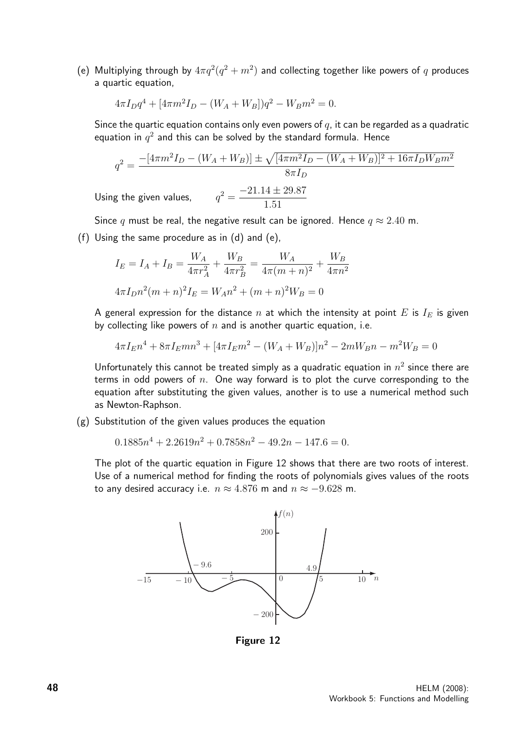(e) Multiplying through by $4\pi q^2(q^2+m^2)$ and collecting together like powers of $q$ produces a quartic equation,

$$4\pi I_D q^4 + [4\pi m^2 I_D - (W_A + W_B])q^2 - W_B m^2 = 0.$$

Since the quartic equation contains only even powers of $q$, it can be regarded as a quadratic equation in $q^2$ and this can be solved by the standard formula. Hence

$$q^2 = \frac{-[4\pi m^2 I_D - (W_A + W_B)] \pm \sqrt{[4\pi m^2 I_D - (W_A + W_B)]^2 + 16\pi I_D W_B m^2}}{8\pi I_D}$$

Using the given values, $\qquad q^2 = \dfrac{-21.14 \pm 29.87}{1.51}$

Since $q$ must be real, the negative result can be ignored. Hence $q \approx 2.40$ m.

(f) Using the same procedure as in (d) and (e),

$$I_E = I_A + I_B = \frac{W_A}{4\pi r_A^2} + \frac{W_B}{4\pi r_B^2} = \frac{W_A}{4\pi(m+n)^2} + \frac{W_B}{4\pi n^2}$$

$$4\pi I_D n^2(m+n)^2 I_E = W_A n^2 + (m+n)^2 W_B = 0$$

A general expression for the distance $n$ at which the intensity at point $E$ is $I_E$ is given by collecting like powers of $n$ and is another quartic equation, i.e.

$$4\pi I_E n^4 + 8\pi I_E m n^3 + [4\pi I_E m^2 - (W_A + W_B)]n^2 - 2mW_B n - m^2 W_B = 0$$

Unfortunately this cannot be treated simply as a quadratic equation in $n^2$ since there are terms in odd powers of $n$. One way forward is to plot the curve corresponding to the equation after substituting the given values, another is to use a numerical method such as Newton-Raphson.

(g) Substitution of the given values produces the equation

$$0.1885n^4 + 2.2619n^2 + 0.7858n^2 - 49.2n - 147.6 = 0.$$

The plot of the quartic equation in Figure 12 shows that there are two roots of interest. Use of a numerical method for finding the roots of polynomials gives values of the roots to any desired accuracy i.e. $n \approx 4.876$ m and $n \approx -9.628$ m.

**Figure 12**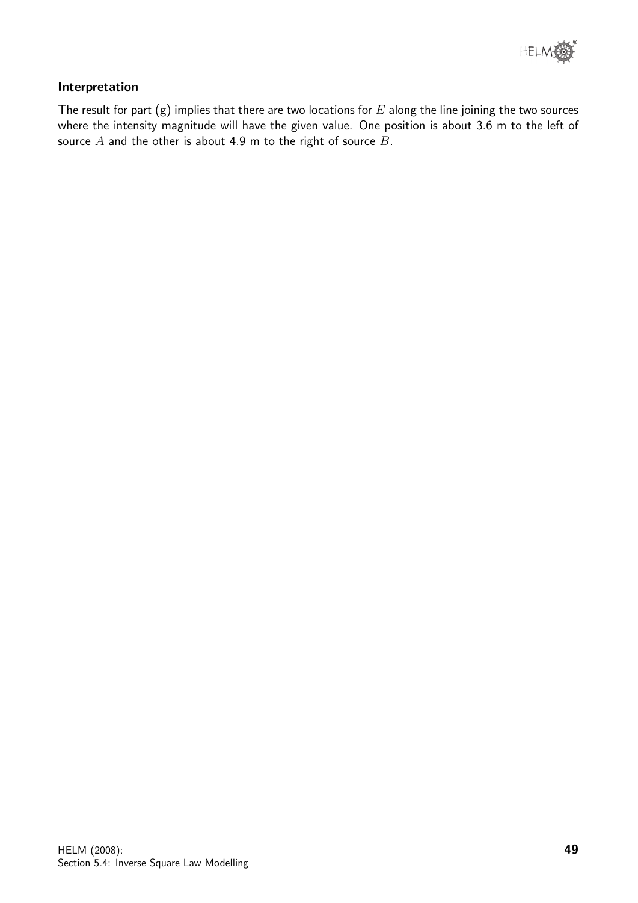#### Interpretation

The result for part (g) implies that there are two locations for $E$ along the line joining the two sources where the intensity magnitude will have the given value. One position is about 3.6 m to the left of source $A$ and the other is about 4.9 m to the right of source $B$.